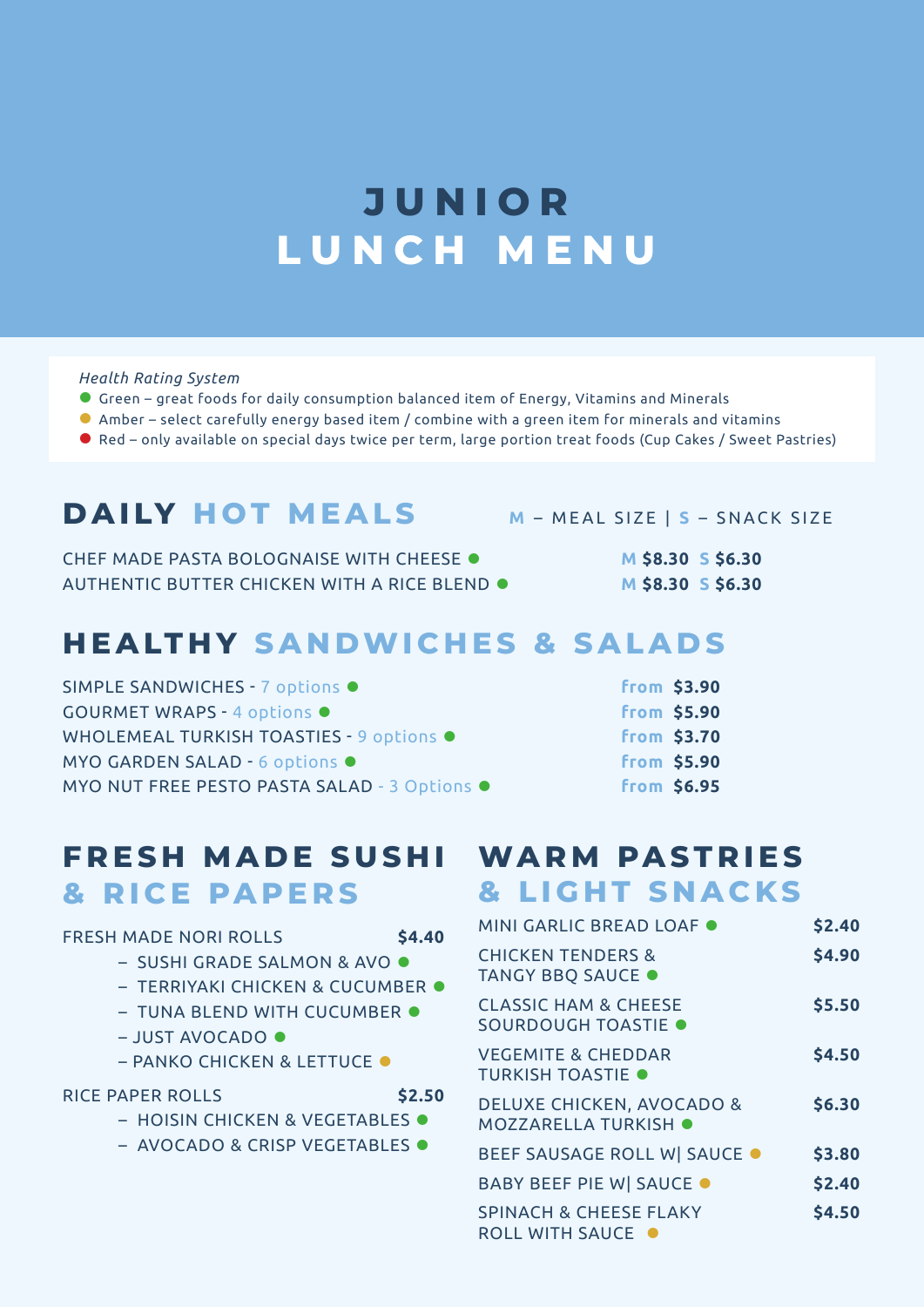# JUNIOR LUNCH MENU

*Health Rating System*

- ● Green – great foods for daily consumption balanced item of Energy, Vitamins and Minerals
- ● Amber – select carefully energy based item / combine with a green item for minerals and vitamins
- ● Red – only available on special days twice per term, large portion treat foods (Cup Cakes / Sweet Pastries)

## DAILY HOT MEALS

M – MEAL SIZE | S – SNACK SIZE

| Item | Price |
|---|---|
| CHEF MADE PASTA BOLOGNAISE WITH CHEESE ● | M $8.30 S $6.30 |
| AUTHENTIC BUTTER CHICKEN WITH A RICE BLEND ● | M $8.30 S $6.30 |

## HEALTHY SANDWICHES & SALADS

| Item | Price |
|---|---|
| SIMPLE SANDWICHES - 7 options ● | from $3.90 |
| GOURMET WRAPS - 4 options ● | from $5.90 |
| WHOLEMEAL TURKISH TOASTIES - 9 options ● | from $3.70 |
| MYO GARDEN SALAD - 6 options ● | from $5.90 |
| MYO NUT FREE PESTO PASTA SALAD - 3 Options ● | from $6.95 |

## FRESH MADE SUSHI & RICE PAPERS

**FRESH MADE NORI ROLLS** $4.40

- SUSHI GRADE SALMON & AVO ●
- TERRIYAKI CHICKEN & CUCUMBER ●
- TUNA BLEND WITH CUCUMBER ●
- JUST AVOCADO ●
- PANKO CHICKEN & LETTUCE ● (amber)

**RICE PAPER ROLLS** $2.50

- HOISIN CHICKEN & VEGETABLES ●
- AVOCADO & CRISP VEGETABLES ●

## WARM PASTRIES & LIGHT SNACKS

| Item | Price |
|---|---|
| MINI GARLIC BREAD LOAF ● | $2.40 |
| CHICKEN TENDERS & TANGY BBQ SAUCE ● | $4.90 |
| CLASSIC HAM & CHEESE SOURDOUGH TOASTIE ● | $5.50 |
| VEGEMITE & CHEDDAR TURKISH TOASTIE ● | $4.50 |
| DELUXE CHICKEN, AVOCADO & MOZZARELLA TURKISH ● | $6.30 |
| BEEF SAUSAGE ROLL W\| SAUCE ● (amber) | $3.80 |
| BABY BEEF PIE W\| SAUCE ● (amber) | $2.40 |
| SPINACH & CHEESE FLAKY ROLL WITH SAUCE ● (amber) | $4.50 |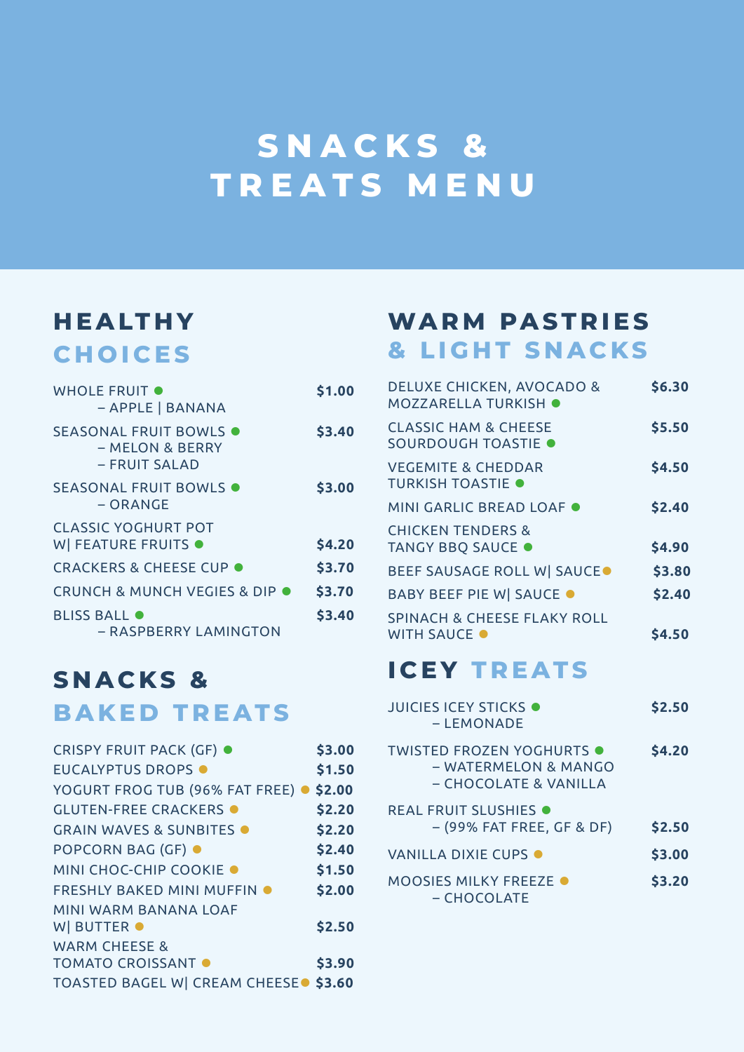# SNACKS & TREATS MENU

## HEALTHY CHOICES

| Item | Price |
| --- | --- |
| WHOLE FRUIT ● – APPLE \| BANANA | $1.00 |
| SEASONAL FRUIT BOWLS ● – MELON & BERRY – FRUIT SALAD | $3.40 |
| SEASONAL FRUIT BOWLS ● – ORANGE | $3.00 |
| CLASSIC YOGHURT POT W\| FEATURE FRUITS ● | $4.20 |
| CRACKERS & CHEESE CUP ● | $3.70 |
| CRUNCH & MUNCH VEGIES & DIP ● | $3.70 |
| BLISS BALL ● – RASPBERRY LAMINGTON | $3.40 |

## SNACKS & BAKED TREATS

| Item | Price |
| --- | --- |
| CRISPY FRUIT PACK (GF) ● | $3.00 |
| EUCALYPTUS DROPS ● | $1.50 |
| YOGURT FROG TUB (96% FAT FREE) ● | $2.00 |
| GLUTEN-FREE CRACKERS ● | $2.20 |
| GRAIN WAVES & SUNBITES ● | $2.20 |
| POPCORN BAG (GF) ● | $2.40 |
| MINI CHOC-CHIP COOKIE ● | $1.50 |
| FRESHLY BAKED MINI MUFFIN ● | $2.00 |
| MINI WARM BANANA LOAF W\| BUTTER ● | $2.50 |
| WARM CHEESE & TOMATO CROISSANT ● | $3.90 |
| TOASTED BAGEL W\| CREAM CHEESE ● | $3.60 |

## WARM PASTRIES & LIGHT SNACKS

| Item | Price |
| --- | --- |
| DELUXE CHICKEN, AVOCADO & MOZZARELLA TURKISH ● | $6.30 |
| CLASSIC HAM & CHEESE SOURDOUGH TOASTIE ● | $5.50 |
| VEGEMITE & CHEDDAR TURKISH TOASTIE ● | $4.50 |
| MINI GARLIC BREAD LOAF ● | $2.40 |
| CHICKEN TENDERS & TANGY BBQ SAUCE ● | $4.90 |
| BEEF SAUSAGE ROLL W\| SAUCE ● | $3.80 |
| BABY BEEF PIE W\| SAUCE ● | $2.40 |
| SPINACH & CHEESE FLAKY ROLL WITH SAUCE ● | $4.50 |

## ICEY TREATS

| Item | Price |
| --- | --- |
| JUICIES ICEY STICKS ● – LEMONADE | $2.50 |
| TWISTED FROZEN YOGHURTS ● – WATERMELON & MANGO – CHOCOLATE & VANILLA | $4.20 |
| REAL FRUIT SLUSHIES ● – (99% FAT FREE, GF & DF) | $2.50 |
| VANILLA DIXIE CUPS ● | $3.00 |
| MOOSIES MILKY FREEZE ● – CHOCOLATE | $3.20 |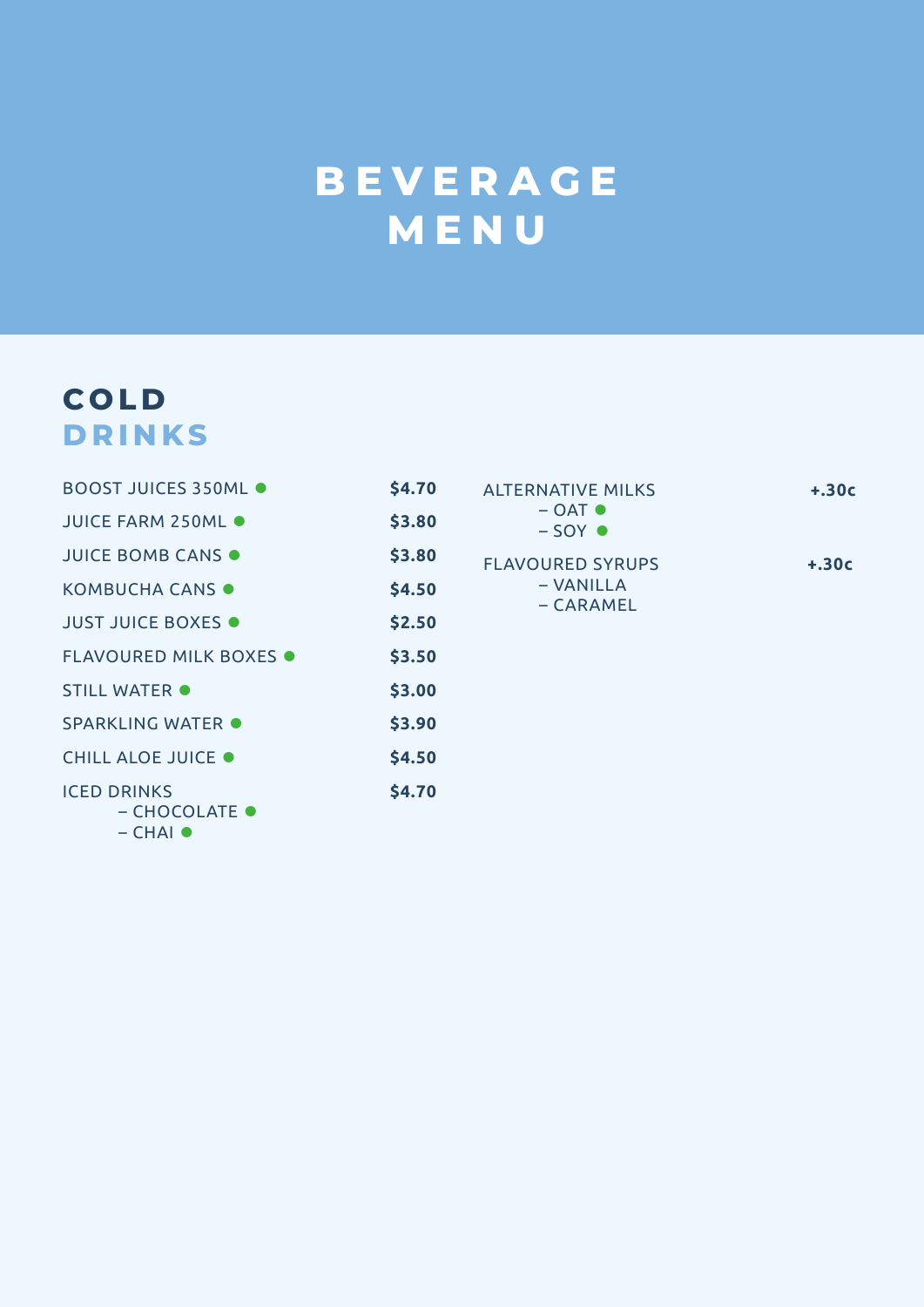# BEVERAGE MENU

## COLD DRINKS

| | |
|---|---|
| BOOST JUICES 350ML ● | **$4.70** |
| JUICE FARM 250ML ● | **$3.80** |
| JUICE BOMB CANS ● | **$3.80** |
| KOMBUCHA CANS ● | **$4.50** |
| JUST JUICE BOXES ● | **$2.50** |
| FLAVOURED MILK BOXES ● | **$3.50** |
| STILL WATER ● | **$3.00** |
| SPARKLING WATER ● | **$3.90** |
| CHILL ALOE JUICE ● | **$4.50** |
| ICED DRINKS<br>– CHOCOLATE ●<br>– CHAI ● | **$4.70** |

| | |
|---|---|
| ALTERNATIVE MILKS<br>– OAT ●<br>– SOY ● | **+.30c** |
| FLAVOURED SYRUPS<br>– VANILLA<br>– CARAMEL | **+.30c** |